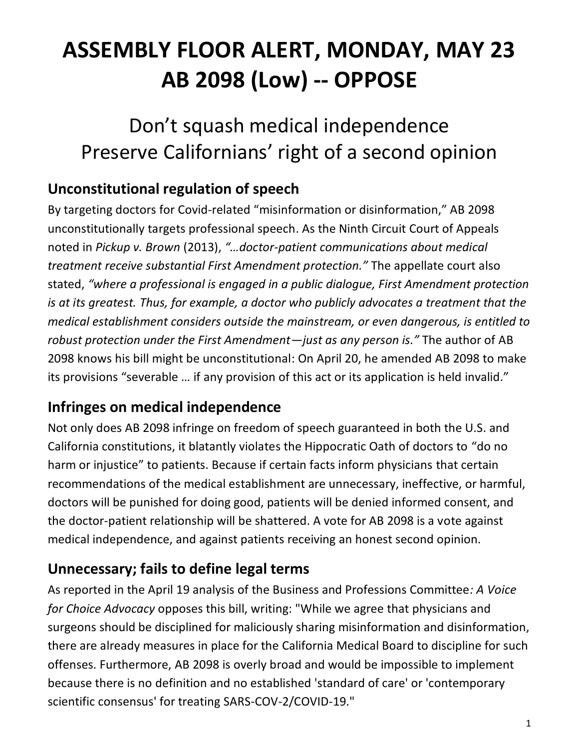# ASSEMBLY FLOOR ALERT, MONDAY, MAY 23
# AB 2098 (Low) -- OPPOSE

## Don't squash medical independence
## Preserve Californians' right of a second opinion

### Unconstitutional regulation of speech

By targeting doctors for Covid-related "misinformation or disinformation," AB 2098 unconstitutionally targets professional speech. As the Ninth Circuit Court of Appeals noted in *Pickup v. Brown* (2013), *"…doctor-patient communications about medical treatment receive substantial First Amendment protection."* The appellate court also stated, *"where a professional is engaged in a public dialogue, First Amendment protection is at its greatest. Thus, for example, a doctor who publicly advocates a treatment that the medical establishment considers outside the mainstream, or even dangerous, is entitled to robust protection under the First Amendment—just as any person is."* The author of AB 2098 knows his bill might be unconstitutional: On April 20, he amended AB 2098 to make its provisions "severable … if any provision of this act or its application is held invalid."

### Infringes on medical independence

Not only does AB 2098 infringe on freedom of speech guaranteed in both the U.S. and California constitutions, it blatantly violates the Hippocratic Oath of doctors to "do no harm or injustice" to patients. Because if certain facts inform physicians that certain recommendations of the medical establishment are unnecessary, ineffective, or harmful, doctors will be punished for doing good, patients will be denied informed consent, and the doctor-patient relationship will be shattered. A vote for AB 2098 is a vote against medical independence, and against patients receiving an honest second opinion.

### Unnecessary; fails to define legal terms

As reported in the April 19 analysis of the Business and Professions Committee*: A Voice for Choice Advocacy* opposes this bill, writing: "While we agree that physicians and surgeons should be disciplined for maliciously sharing misinformation and disinformation, there are already measures in place for the California Medical Board to discipline for such offenses. Furthermore, AB 2098 is overly broad and would be impossible to implement because there is no definition and no established 'standard of care' or 'contemporary scientific consensus' for treating SARS-COV-2/COVID-19."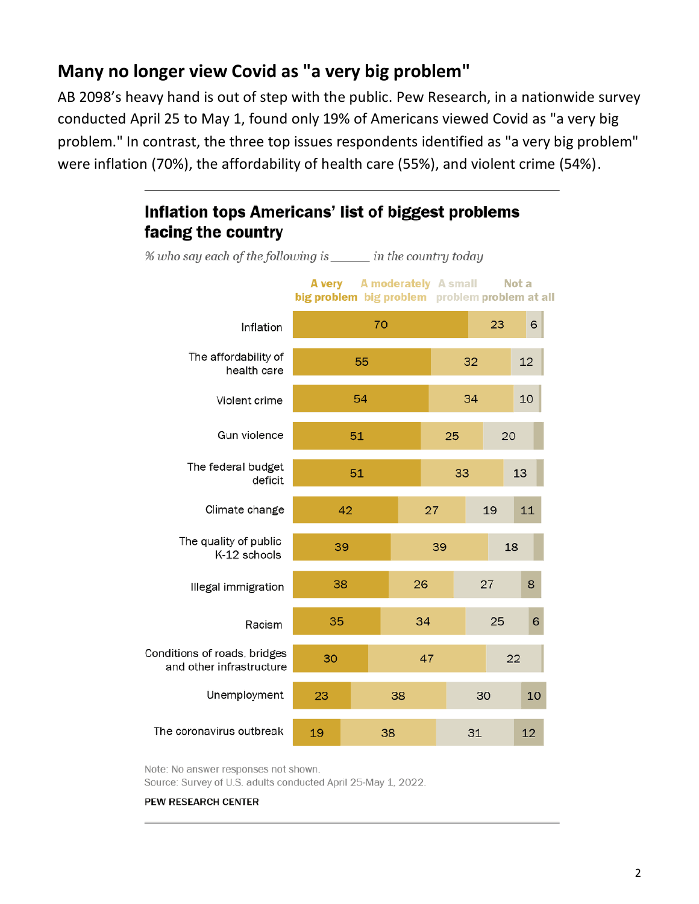## Many no longer view Covid as "a very big problem"

AB 2098's heavy hand is out of step with the public. Pew Research, in a nationwide survey conducted April 25 to May 1, found only 19% of Americans viewed Covid as "a very big problem." In contrast, the three top issues respondents identified as "a very big problem" were inflation (70%), the affordability of health care (55%), and violent crime (54%).

**Inflation tops Americans' list of biggest problems facing the country**

*% who say each of the following is ______ in the country today*

A very big problem
A moderately big problem
A small problem
Not a problem at all

Inflation 70 23 6
The affordability of health care 55 32 12
Violent crime 54 34 10
Gun violence 51 25 20
The federal budget deficit 51 33 13
Climate change 42 27 19 11
The quality of public K-12 schools 39 39 18
Illegal immigration 38 26 27 8
Racism 35 34 25 6
Conditions of roads, bridges and other infrastructure 30 47 22
Unemployment 23 38 30 10
The coronavirus outbreak 19 38 31 12

Note: No answer responses not shown.
Source: Survey of U.S. adults conducted April 25-May 1, 2022.

PEW RESEARCH CENTER